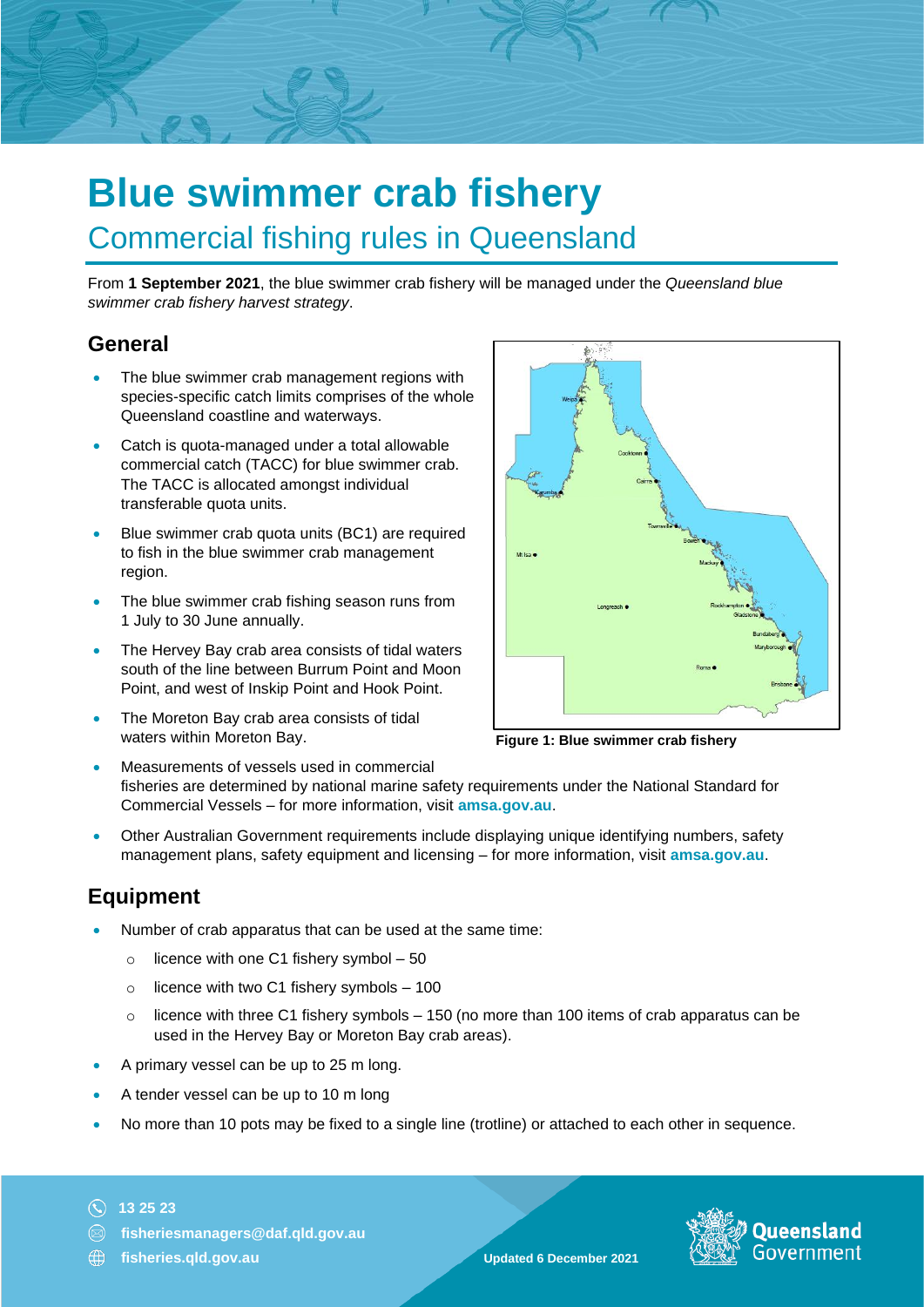# Blue swimmer crab fishery

## Commercial fishing rules in Queensland

From **1 September 2021**, the blue swimmer crab fishery will be managed under the *Queensland blue swimmer crab fishery harvest strategy*.

## General

- The blue swimmer crab management regions with species-specific catch limits comprises of the whole Queensland coastline and waterways.
- Catch is quota-managed under a total allowable commercial catch (TACC) for blue swimmer crab. The TACC is allocated amongst individual transferable quota units.
- Blue swimmer crab quota units (BC1) are required to fish in the blue swimmer crab management region.
- The blue swimmer crab fishing season runs from 1 July to 30 June annually.
- The Hervey Bay crab area consists of tidal waters south of the line between Burrum Point and Moon Point, and west of Inskip Point and Hook Point.
- The Moreton Bay crab area consists of tidal waters within Moreton Bay.
- Measurements of vessels used in commercial fisheries are determined by national marine safety requirements under the National Standard for Commercial Vessels – for more information, visit **amsa.gov.au**.
- Other Australian Government requirements include displaying unique identifying numbers, safety management plans, safety equipment and licensing – for more information, visit **amsa.gov.au**.

**Figure 1: Blue swimmer crab fishery**

## Equipment

- Number of crab apparatus that can be used at the same time:
  - licence with one C1 fishery symbol – 50
  - licence with two C1 fishery symbols – 100
  - licence with three C1 fishery symbols – 150 (no more than 100 items of crab apparatus can be used in the Hervey Bay or Moreton Bay crab areas).
- A primary vessel can be up to 25 m long.
- A tender vessel can be up to 10 m long
- No more than 10 pots may be fixed to a single line (trotline) or attached to each other in sequence.

13 25 23

fisheriesmanagers@daf.qld.gov.au

fisheries.qld.gov.au

Updated 6 December 2021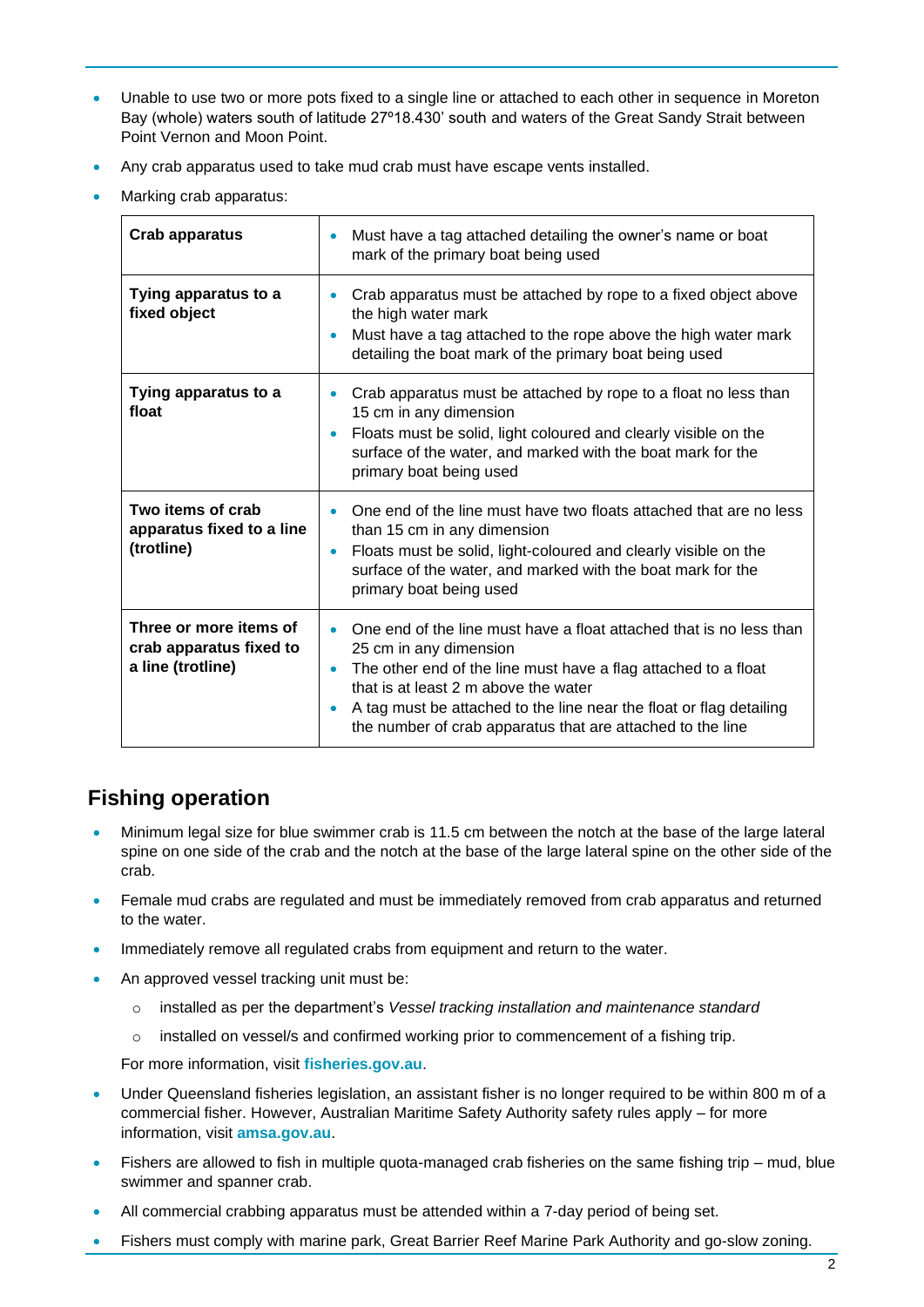- Unable to use two or more pots fixed to a single line or attached to each other in sequence in Moreton Bay (whole) waters south of latitude 27º18.430' south and waters of the Great Sandy Strait between Point Vernon and Moon Point.
- Any crab apparatus used to take mud crab must have escape vents installed.
- Marking crab apparatus:

| | |
|---|---|
| **Crab apparatus** | • Must have a tag attached detailing the owner's name or boat mark of the primary boat being used |
| **Tying apparatus to a fixed object** | • Crab apparatus must be attached by rope to a fixed object above the high water mark<br>• Must have a tag attached to the rope above the high water mark detailing the boat mark of the primary boat being used |
| **Tying apparatus to a float** | • Crab apparatus must be attached by rope to a float no less than 15 cm in any dimension<br>• Floats must be solid, light coloured and clearly visible on the surface of the water, and marked with the boat mark for the primary boat being used |
| **Two items of crab apparatus fixed to a line (trotline)** | • One end of the line must have two floats attached that are no less than 15 cm in any dimension<br>• Floats must be solid, light-coloured and clearly visible on the surface of the water, and marked with the boat mark for the primary boat being used |
| **Three or more items of crab apparatus fixed to a line (trotline)** | • One end of the line must have a float attached that is no less than 25 cm in any dimension<br>• The other end of the line must have a flag attached to a float that is at least 2 m above the water<br>• A tag must be attached to the line near the float or flag detailing the number of crab apparatus that are attached to the line |

## Fishing operation

- Minimum legal size for blue swimmer crab is 11.5 cm between the notch at the base of the large lateral spine on one side of the crab and the notch at the base of the large lateral spine on the other side of the crab.
- Female mud crabs are regulated and must be immediately removed from crab apparatus and returned to the water.
- Immediately remove all regulated crabs from equipment and return to the water.
- An approved vessel tracking unit must be:
  - installed as per the department's *Vessel tracking installation and maintenance standard*
  - installed on vessel/s and confirmed working prior to commencement of a fishing trip.

  For more information, visit **fisheries.gov.au**.
- Under Queensland fisheries legislation, an assistant fisher is no longer required to be within 800 m of a commercial fisher. However, Australian Maritime Safety Authority safety rules apply – for more information, visit **amsa.gov.au**.
- Fishers are allowed to fish in multiple quota-managed crab fisheries on the same fishing trip – mud, blue swimmer and spanner crab.
- All commercial crabbing apparatus must be attended within a 7-day period of being set.
- Fishers must comply with marine park, Great Barrier Reef Marine Park Authority and go-slow zoning.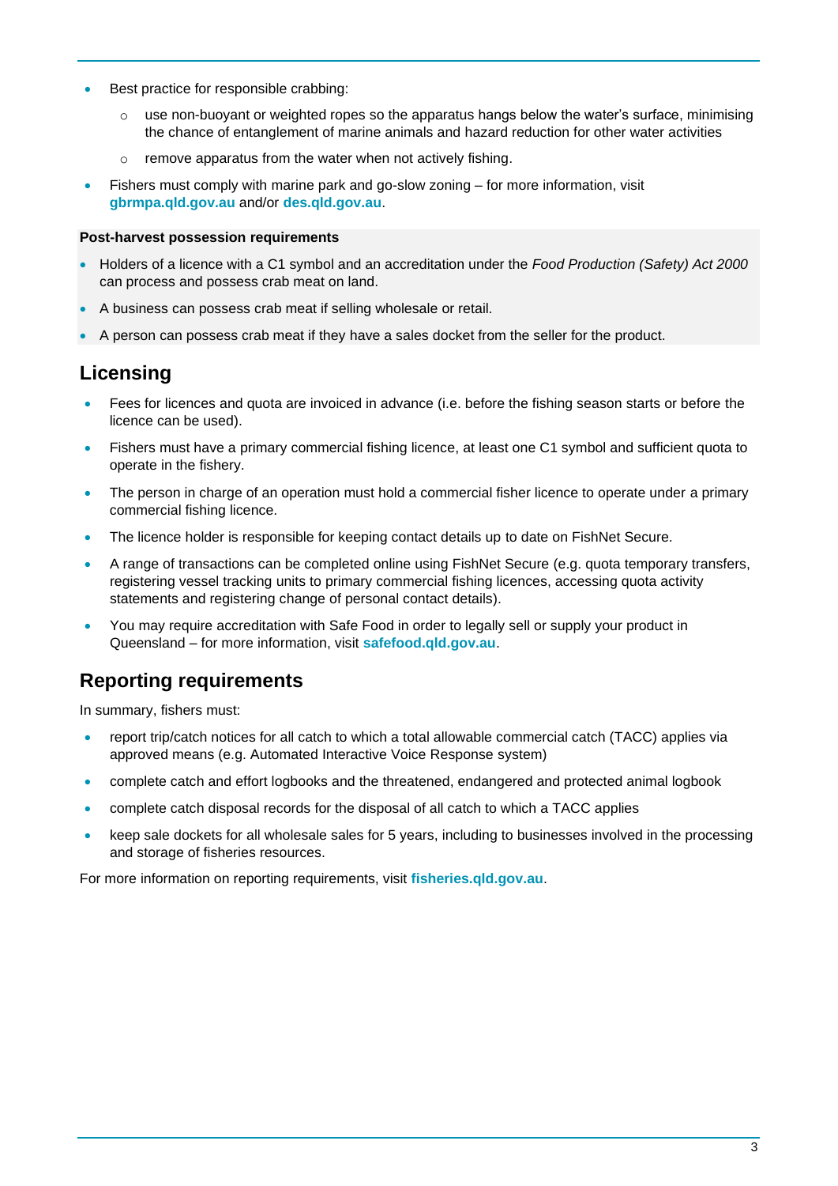- Best practice for responsible crabbing:
    - use non-buoyant or weighted ropes so the apparatus hangs below the water's surface, minimising the chance of entanglement of marine animals and hazard reduction for other water activities
    - remove apparatus from the water when not actively fishing.
- Fishers must comply with marine park and go-slow zoning – for more information, visit **gbrmpa.qld.gov.au** and/or **des.qld.gov.au**.

**Post-harvest possession requirements**

- Holders of a licence with a C1 symbol and an accreditation under the *Food Production (Safety) Act 2000* can process and possess crab meat on land.
- A business can possess crab meat if selling wholesale or retail.
- A person can possess crab meat if they have a sales docket from the seller for the product.

## Licensing

- Fees for licences and quota are invoiced in advance (i.e. before the fishing season starts or before the licence can be used).
- Fishers must have a primary commercial fishing licence, at least one C1 symbol and sufficient quota to operate in the fishery.
- The person in charge of an operation must hold a commercial fisher licence to operate under a primary commercial fishing licence.
- The licence holder is responsible for keeping contact details up to date on FishNet Secure.
- A range of transactions can be completed online using FishNet Secure (e.g. quota temporary transfers, registering vessel tracking units to primary commercial fishing licences, accessing quota activity statements and registering change of personal contact details).
- You may require accreditation with Safe Food in order to legally sell or supply your product in Queensland – for more information, visit **safefood.qld.gov.au**.

## Reporting requirements

In summary, fishers must:

- report trip/catch notices for all catch to which a total allowable commercial catch (TACC) applies via approved means (e.g. Automated Interactive Voice Response system)
- complete catch and effort logbooks and the threatened, endangered and protected animal logbook
- complete catch disposal records for the disposal of all catch to which a TACC applies
- keep sale dockets for all wholesale sales for 5 years, including to businesses involved in the processing and storage of fisheries resources.

For more information on reporting requirements, visit **fisheries.qld.gov.au**.